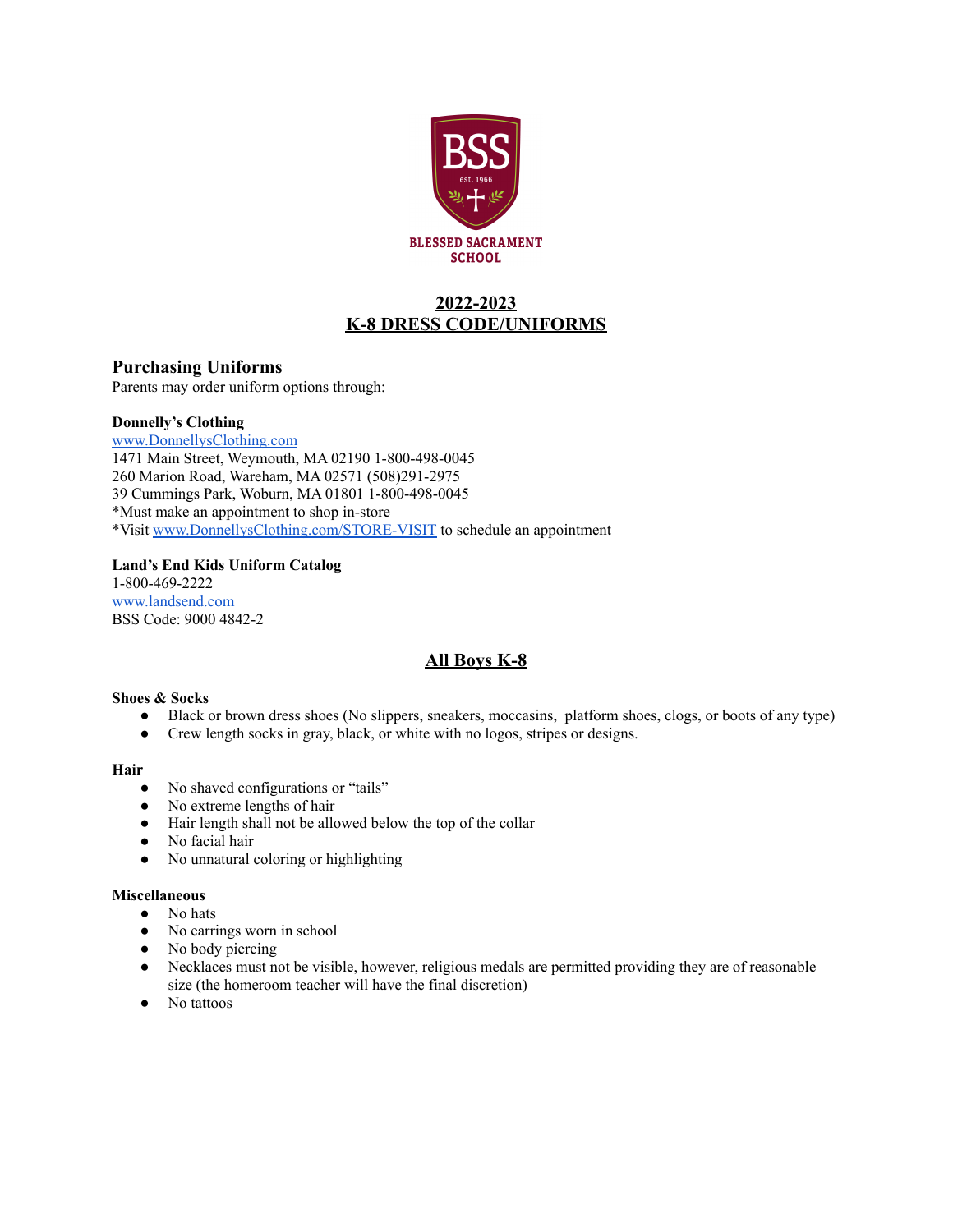BLESSED SACRAMENT SCHOOL

# 2022-2023
# K-8 DRESS CODE/UNIFORMS

## Purchasing Uniforms

Parents may order uniform options through:

**Donnelly's Clothing**
www.DonnellysClothing.com
1471 Main Street, Weymouth, MA 02190 1-800-498-0045
260 Marion Road, Wareham, MA 02571 (508)291-2975
39 Cummings Park, Woburn, MA 01801 1-800-498-0045
*Must make an appointment to shop in-store
*Visit www.DonnellysClothing.com/STORE-VISIT to schedule an appointment

**Land's End Kids Uniform Catalog**
1-800-469-2222
www.landsend.com
BSS Code: 9000 4842-2

## All Boys K-8

**Shoes & Socks**

- Black or brown dress shoes (No slippers, sneakers, moccasins, platform shoes, clogs, or boots of any type)
- Crew length socks in gray, black, or white with no logos, stripes or designs.

**Hair**

- No shaved configurations or "tails"
- No extreme lengths of hair
- Hair length shall not be allowed below the top of the collar
- No facial hair
- No unnatural coloring or highlighting

**Miscellaneous**

- No hats
- No earrings worn in school
- No body piercing
- Necklaces must not be visible, however, religious medals are permitted providing they are of reasonable size (the homeroom teacher will have the final discretion)
- No tattoos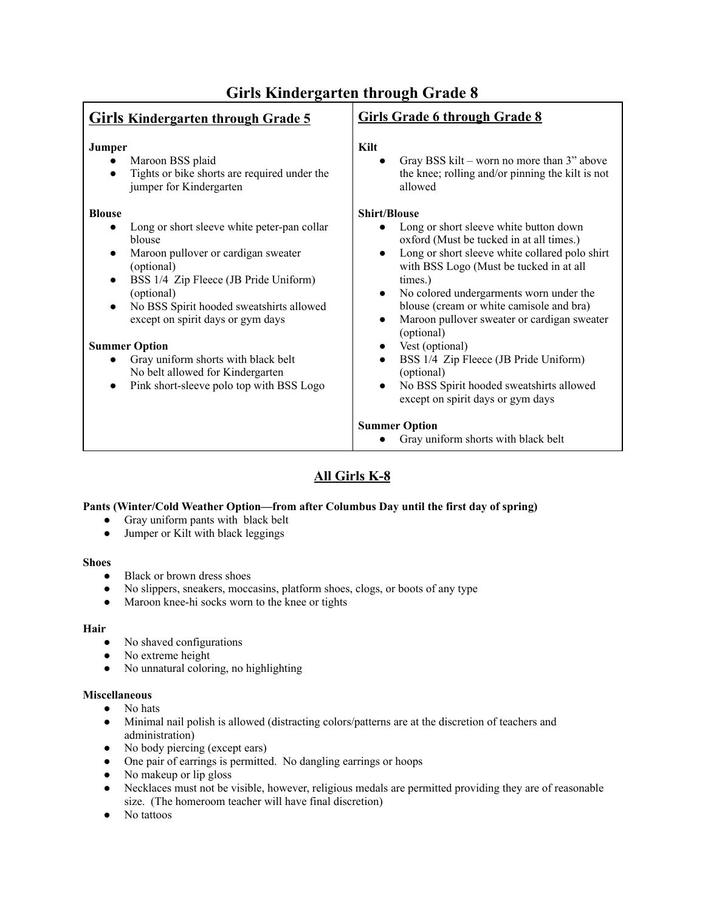# Girls Kindergarten through Grade 8

## Girls Kindergarten through Grade 5

**Jumper**

- Maroon BSS plaid
- Tights or bike shorts are required under the jumper for Kindergarten

**Blouse**

- Long or short sleeve white peter-pan collar blouse
- Maroon pullover or cardigan sweater (optional)
- BSS 1/4 Zip Fleece (JB Pride Uniform) (optional)
- No BSS Spirit hooded sweatshirts allowed except on spirit days or gym days

**Summer Option**

- Gray uniform shorts with black belt
  No belt allowed for Kindergarten
- Pink short-sleeve polo top with BSS Logo

## Girls Grade 6 through Grade 8

**Kilt**

- Gray BSS kilt – worn no more than 3" above the knee; rolling and/or pinning the kilt is not allowed

**Shirt/Blouse**

- Long or short sleeve white button down oxford (Must be tucked in at all times.)
- Long or short sleeve white collared polo shirt with BSS Logo (Must be tucked in at all times.)
- No colored undergarments worn under the blouse (cream or white camisole and bra)
- Maroon pullover sweater or cardigan sweater (optional)
- Vest (optional)
- BSS 1/4 Zip Fleece (JB Pride Uniform) (optional)
- No BSS Spirit hooded sweatshirts allowed except on spirit days or gym days

**Summer Option**

- Gray uniform shorts with black belt

## All Girls K-8

**Pants (Winter/Cold Weather Option—from after Columbus Day until the first day of spring)**

- Gray uniform pants with black belt
- Jumper or Kilt with black leggings

**Shoes**

- Black or brown dress shoes
- No slippers, sneakers, moccasins, platform shoes, clogs, or boots of any type
- Maroon knee-hi socks worn to the knee or tights

**Hair**

- No shaved configurations
- No extreme height
- No unnatural coloring, no highlighting

**Miscellaneous**

- No hats
- Minimal nail polish is allowed (distracting colors/patterns are at the discretion of teachers and administration)
- No body piercing (except ears)
- One pair of earrings is permitted. No dangling earrings or hoops
- No makeup or lip gloss
- Necklaces must not be visible, however, religious medals are permitted providing they are of reasonable size. (The homeroom teacher will have final discretion)
- No tattoos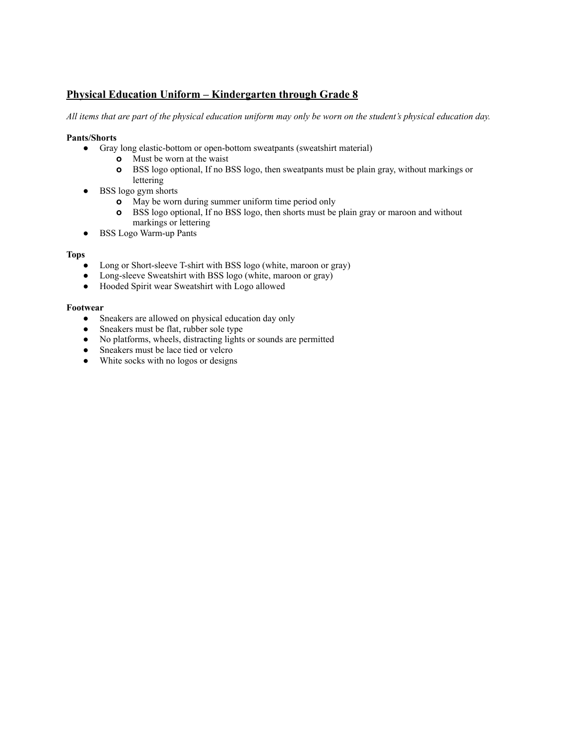## <u>Physical Education Uniform – Kindergarten through Grade 8</u>

*All items that are part of the physical education uniform may only be worn on the student's physical education day.*

**Pants/Shorts**

- Gray long elastic-bottom or open-bottom sweatpants (sweatshirt material)
  - Must be worn at the waist
  - BSS logo optional, If no BSS logo, then sweatpants must be plain gray, without markings or lettering
- BSS logo gym shorts
  - May be worn during summer uniform time period only
  - BSS logo optional, If no BSS logo, then shorts must be plain gray or maroon and without markings or lettering
- BSS Logo Warm-up Pants

**Tops**

- Long or Short-sleeve T-shirt with BSS logo (white, maroon or gray)
- Long-sleeve Sweatshirt with BSS logo (white, maroon or gray)
- Hooded Spirit wear Sweatshirt with Logo allowed

**Footwear**

- Sneakers are allowed on physical education day only
- Sneakers must be flat, rubber sole type
- No platforms, wheels, distracting lights or sounds are permitted
- Sneakers must be lace tied or velcro
- White socks with no logos or designs